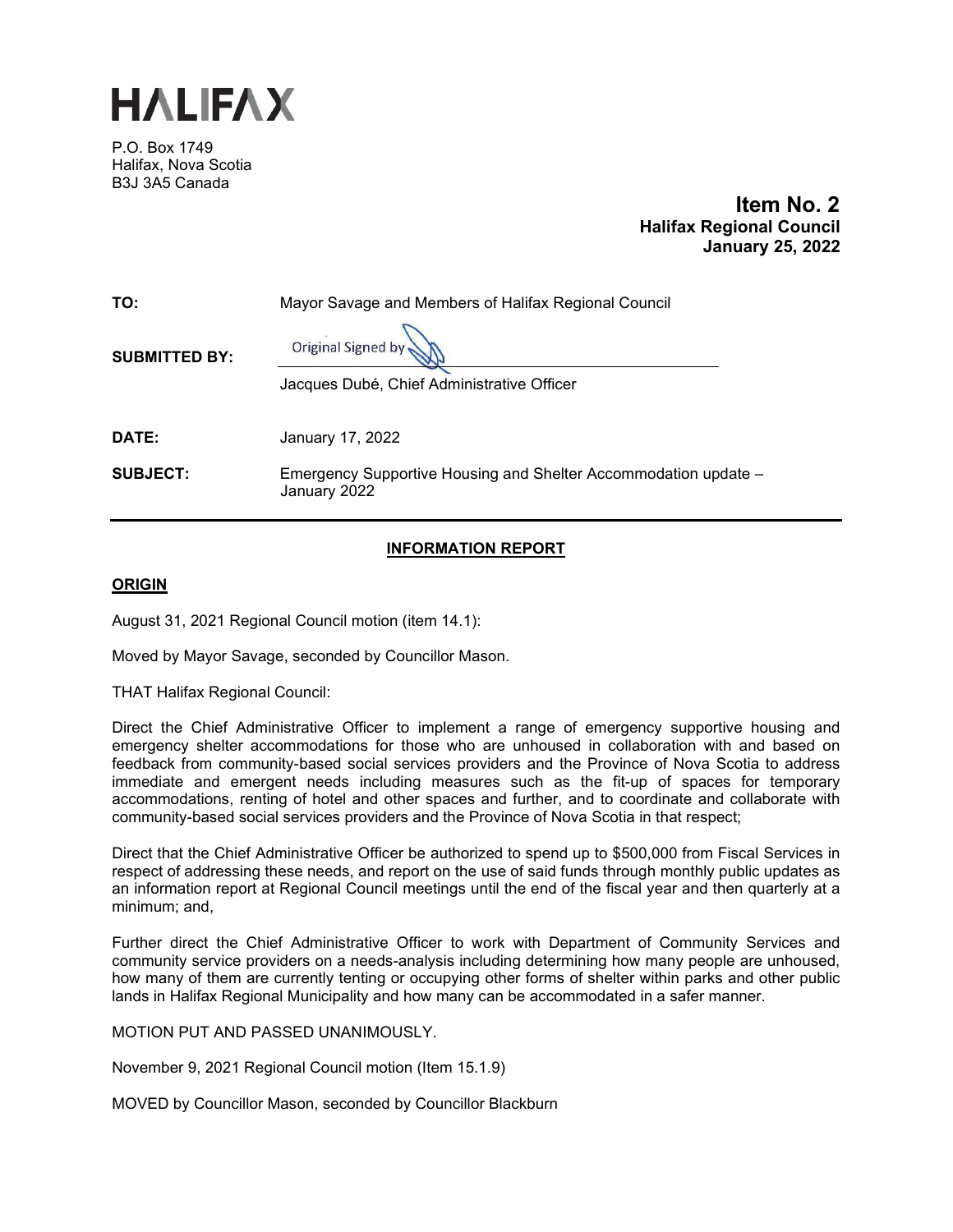# HALIFAX

P.O. Box 1749
Halifax, Nova Scotia
B3J 3A5 Canada

**Item No. 2**
**Halifax Regional Council**
**January 25, 2022**

| | |
|---|---|
| **TO:** | Mayor Savage and Members of Halifax Regional Council |
| **SUBMITTED BY:** | Original Signed by<br>Jacques Dubé, Chief Administrative Officer |
| **DATE:** | January 17, 2022 |
| **SUBJECT:** | Emergency Supportive Housing and Shelter Accommodation update – January 2022 |

## INFORMATION REPORT

### ORIGIN

August 31, 2021 Regional Council motion (item 14.1):

Moved by Mayor Savage, seconded by Councillor Mason.

THAT Halifax Regional Council:

Direct the Chief Administrative Officer to implement a range of emergency supportive housing and emergency shelter accommodations for those who are unhoused in collaboration with and based on feedback from community-based social services providers and the Province of Nova Scotia to address immediate and emergent needs including measures such as the fit-up of spaces for temporary accommodations, renting of hotel and other spaces and further, and to coordinate and collaborate with community-based social services providers and the Province of Nova Scotia in that respect;

Direct that the Chief Administrative Officer be authorized to spend up to $500,000 from Fiscal Services in respect of addressing these needs, and report on the use of said funds through monthly public updates as an information report at Regional Council meetings until the end of the fiscal year and then quarterly at a minimum; and,

Further direct the Chief Administrative Officer to work with Department of Community Services and community service providers on a needs-analysis including determining how many people are unhoused, how many of them are currently tenting or occupying other forms of shelter within parks and other public lands in Halifax Regional Municipality and how many can be accommodated in a safer manner.

MOTION PUT AND PASSED UNANIMOUSLY.

November 9, 2021 Regional Council motion (Item 15.1.9)

MOVED by Councillor Mason, seconded by Councillor Blackburn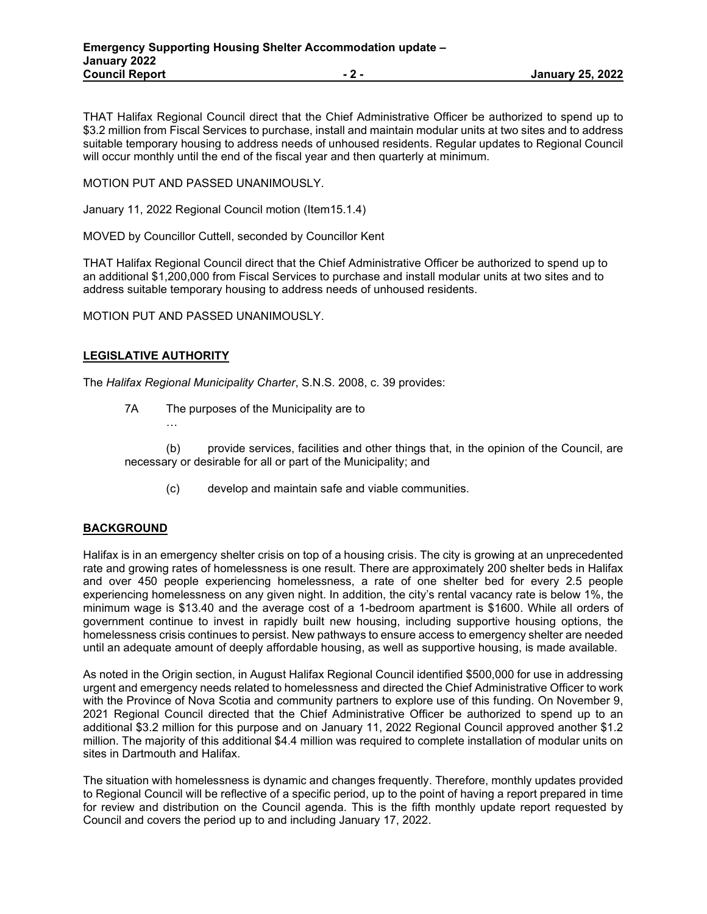THAT Halifax Regional Council direct that the Chief Administrative Officer be authorized to spend up to $3.2 million from Fiscal Services to purchase, install and maintain modular units at two sites and to address suitable temporary housing to address needs of unhoused residents. Regular updates to Regional Council will occur monthly until the end of the fiscal year and then quarterly at minimum.

MOTION PUT AND PASSED UNANIMOUSLY.

January 11, 2022 Regional Council motion (Item15.1.4)

MOVED by Councillor Cuttell, seconded by Councillor Kent

THAT Halifax Regional Council direct that the Chief Administrative Officer be authorized to spend up to an additional $1,200,000 from Fiscal Services to purchase and install modular units at two sites and to address suitable temporary housing to address needs of unhoused residents.

MOTION PUT AND PASSED UNANIMOUSLY.

## LEGISLATIVE AUTHORITY

The *Halifax Regional Municipality Charter*, S.N.S. 2008, c. 39 provides:

> 7A The purposes of the Municipality are to
>
> …
>
> (b) provide services, facilities and other things that, in the opinion of the Council, are necessary or desirable for all or part of the Municipality; and
>
> (c) develop and maintain safe and viable communities.

## BACKGROUND

Halifax is in an emergency shelter crisis on top of a housing crisis. The city is growing at an unprecedented rate and growing rates of homelessness is one result. There are approximately 200 shelter beds in Halifax and over 450 people experiencing homelessness, a rate of one shelter bed for every 2.5 people experiencing homelessness on any given night. In addition, the city's rental vacancy rate is below 1%, the minimum wage is $13.40 and the average cost of a 1-bedroom apartment is $1600. While all orders of government continue to invest in rapidly built new housing, including supportive housing options, the homelessness crisis continues to persist. New pathways to ensure access to emergency shelter are needed until an adequate amount of deeply affordable housing, as well as supportive housing, is made available.

As noted in the Origin section, in August Halifax Regional Council identified $500,000 for use in addressing urgent and emergency needs related to homelessness and directed the Chief Administrative Officer to work with the Province of Nova Scotia and community partners to explore use of this funding. On November 9, 2021 Regional Council directed that the Chief Administrative Officer be authorized to spend up to an additional $3.2 million for this purpose and on January 11, 2022 Regional Council approved another $1.2 million. The majority of this additional $4.4 million was required to complete installation of modular units on sites in Dartmouth and Halifax.

The situation with homelessness is dynamic and changes frequently. Therefore, monthly updates provided to Regional Council will be reflective of a specific period, up to the point of having a report prepared in time for review and distribution on the Council agenda. This is the fifth monthly update report requested by Council and covers the period up to and including January 17, 2022.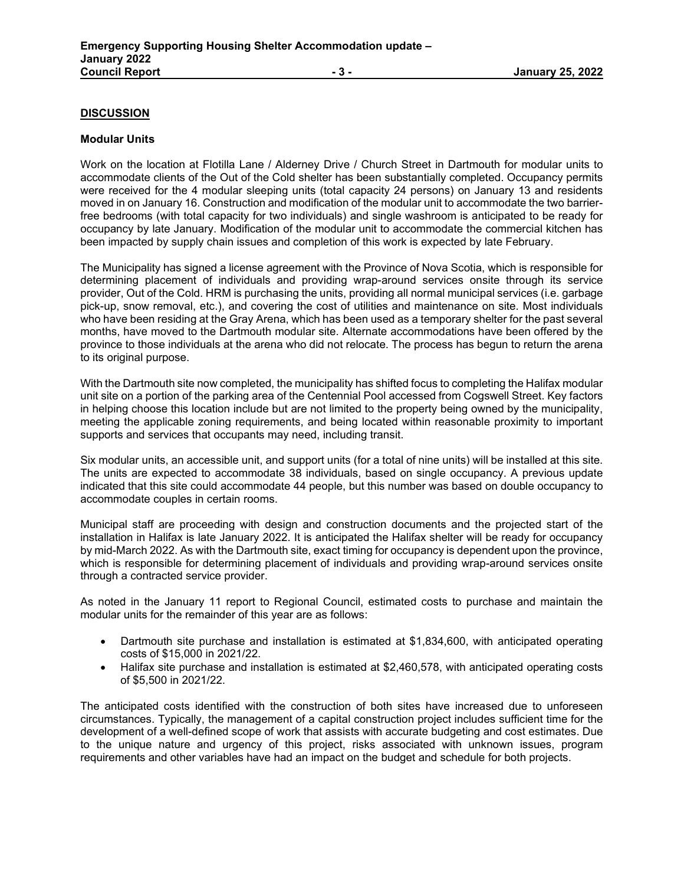## DISCUSSION

### Modular Units

Work on the location at Flotilla Lane / Alderney Drive / Church Street in Dartmouth for modular units to accommodate clients of the Out of the Cold shelter has been substantially completed. Occupancy permits were received for the 4 modular sleeping units (total capacity 24 persons) on January 13 and residents moved in on January 16. Construction and modification of the modular unit to accommodate the two barrier-free bedrooms (with total capacity for two individuals) and single washroom is anticipated to be ready for occupancy by late January. Modification of the modular unit to accommodate the commercial kitchen has been impacted by supply chain issues and completion of this work is expected by late February.

The Municipality has signed a license agreement with the Province of Nova Scotia, which is responsible for determining placement of individuals and providing wrap-around services onsite through its service provider, Out of the Cold. HRM is purchasing the units, providing all normal municipal services (i.e. garbage pick-up, snow removal, etc.), and covering the cost of utilities and maintenance on site. Most individuals who have been residing at the Gray Arena, which has been used as a temporary shelter for the past several months, have moved to the Dartmouth modular site. Alternate accommodations have been offered by the province to those individuals at the arena who did not relocate. The process has begun to return the arena to its original purpose.

With the Dartmouth site now completed, the municipality has shifted focus to completing the Halifax modular unit site on a portion of the parking area of the Centennial Pool accessed from Cogswell Street. Key factors in helping choose this location include but are not limited to the property being owned by the municipality, meeting the applicable zoning requirements, and being located within reasonable proximity to important supports and services that occupants may need, including transit.

Six modular units, an accessible unit, and support units (for a total of nine units) will be installed at this site. The units are expected to accommodate 38 individuals, based on single occupancy. A previous update indicated that this site could accommodate 44 people, but this number was based on double occupancy to accommodate couples in certain rooms.

Municipal staff are proceeding with design and construction documents and the projected start of the installation in Halifax is late January 2022. It is anticipated the Halifax shelter will be ready for occupancy by mid-March 2022. As with the Dartmouth site, exact timing for occupancy is dependent upon the province, which is responsible for determining placement of individuals and providing wrap-around services onsite through a contracted service provider.

As noted in the January 11 report to Regional Council, estimated costs to purchase and maintain the modular units for the remainder of this year are as follows:

- Dartmouth site purchase and installation is estimated at $1,834,600, with anticipated operating costs of $15,000 in 2021/22.
- Halifax site purchase and installation is estimated at $2,460,578, with anticipated operating costs of $5,500 in 2021/22.

The anticipated costs identified with the construction of both sites have increased due to unforeseen circumstances. Typically, the management of a capital construction project includes sufficient time for the development of a well-defined scope of work that assists with accurate budgeting and cost estimates. Due to the unique nature and urgency of this project, risks associated with unknown issues, program requirements and other variables have had an impact on the budget and schedule for both projects.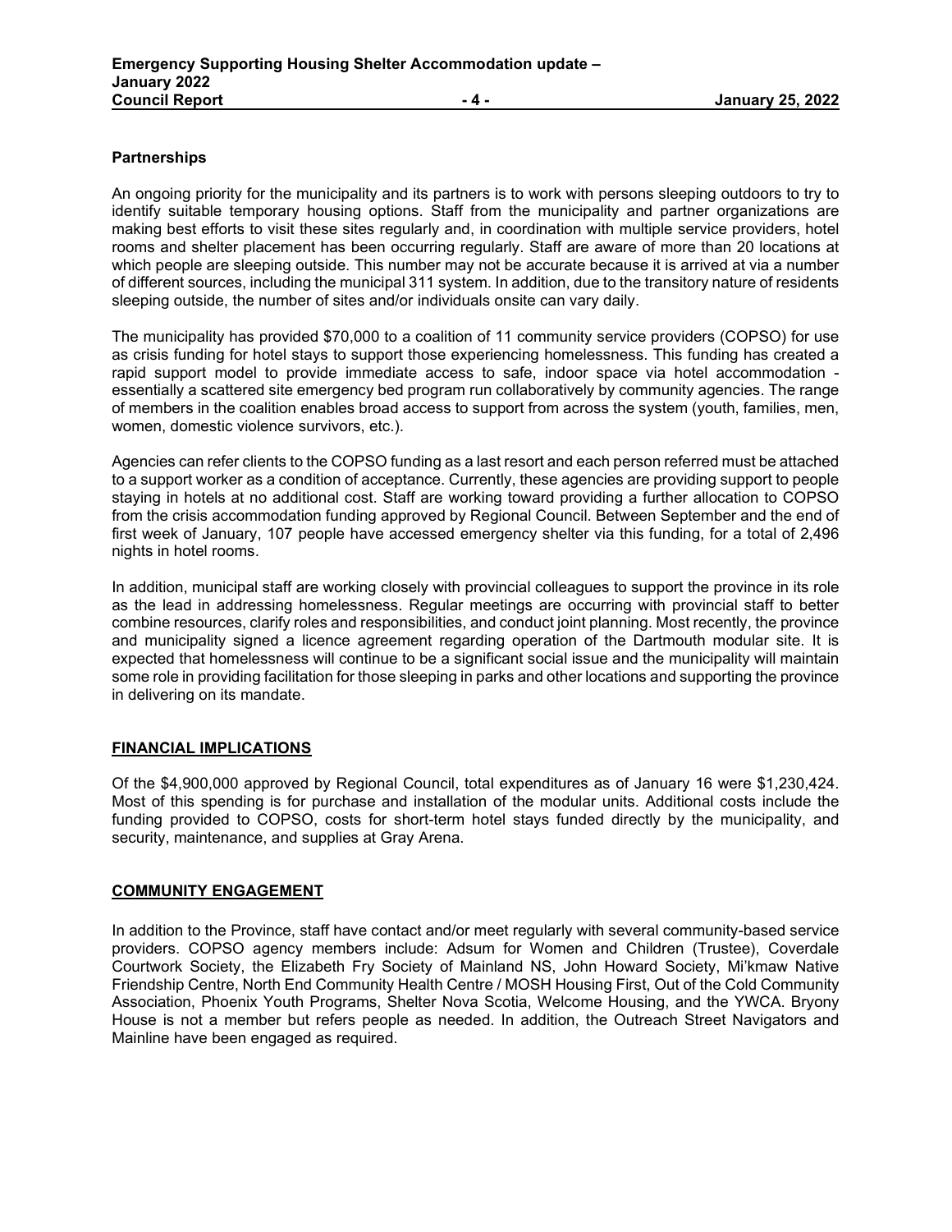**Partnerships**

An ongoing priority for the municipality and its partners is to work with persons sleeping outdoors to try to identify suitable temporary housing options. Staff from the municipality and partner organizations are making best efforts to visit these sites regularly and, in coordination with multiple service providers, hotel rooms and shelter placement has been occurring regularly. Staff are aware of more than 20 locations at which people are sleeping outside. This number may not be accurate because it is arrived at via a number of different sources, including the municipal 311 system. In addition, due to the transitory nature of residents sleeping outside, the number of sites and/or individuals onsite can vary daily.

The municipality has provided $70,000 to a coalition of 11 community service providers (COPSO) for use as crisis funding for hotel stays to support those experiencing homelessness. This funding has created a rapid support model to provide immediate access to safe, indoor space via hotel accommodation - essentially a scattered site emergency bed program run collaboratively by community agencies. The range of members in the coalition enables broad access to support from across the system (youth, families, men, women, domestic violence survivors, etc.).

Agencies can refer clients to the COPSO funding as a last resort and each person referred must be attached to a support worker as a condition of acceptance. Currently, these agencies are providing support to people staying in hotels at no additional cost. Staff are working toward providing a further allocation to COPSO from the crisis accommodation funding approved by Regional Council. Between September and the end of first week of January, 107 people have accessed emergency shelter via this funding, for a total of 2,496 nights in hotel rooms.

In addition, municipal staff are working closely with provincial colleagues to support the province in its role as the lead in addressing homelessness. Regular meetings are occurring with provincial staff to better combine resources, clarify roles and responsibilities, and conduct joint planning. Most recently, the province and municipality signed a licence agreement regarding operation of the Dartmouth modular site. It is expected that homelessness will continue to be a significant social issue and the municipality will maintain some role in providing facilitation for those sleeping in parks and other locations and supporting the province in delivering on its mandate.

## FINANCIAL IMPLICATIONS

Of the $4,900,000 approved by Regional Council, total expenditures as of January 16 were $1,230,424. Most of this spending is for purchase and installation of the modular units. Additional costs include the funding provided to COPSO, costs for short-term hotel stays funded directly by the municipality, and security, maintenance, and supplies at Gray Arena.

## COMMUNITY ENGAGEMENT

In addition to the Province, staff have contact and/or meet regularly with several community-based service providers. COPSO agency members include: Adsum for Women and Children (Trustee), Coverdale Courtwork Society, the Elizabeth Fry Society of Mainland NS, John Howard Society, Mi'kmaw Native Friendship Centre, North End Community Health Centre / MOSH Housing First, Out of the Cold Community Association, Phoenix Youth Programs, Shelter Nova Scotia, Welcome Housing, and the YWCA. Bryony House is not a member but refers people as needed. In addition, the Outreach Street Navigators and Mainline have been engaged as required.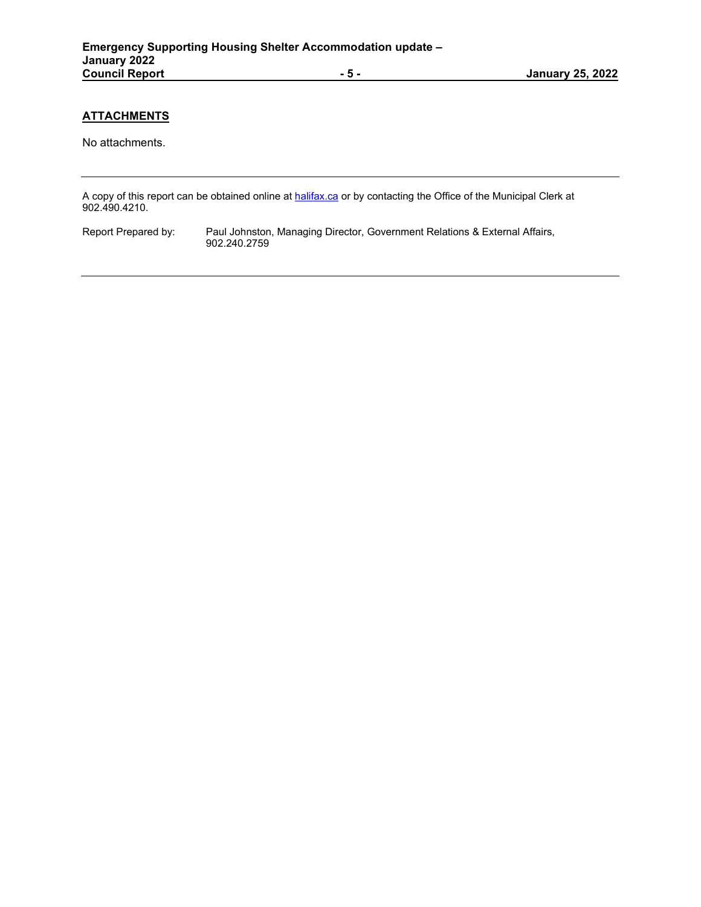## ATTACHMENTS

No attachments.

---

A copy of this report can be obtained online at halifax.ca or by contacting the Office of the Municipal Clerk at 902.490.4210.

Report Prepared by: Paul Johnston, Managing Director, Government Relations & External Affairs, 902.240.2759

---